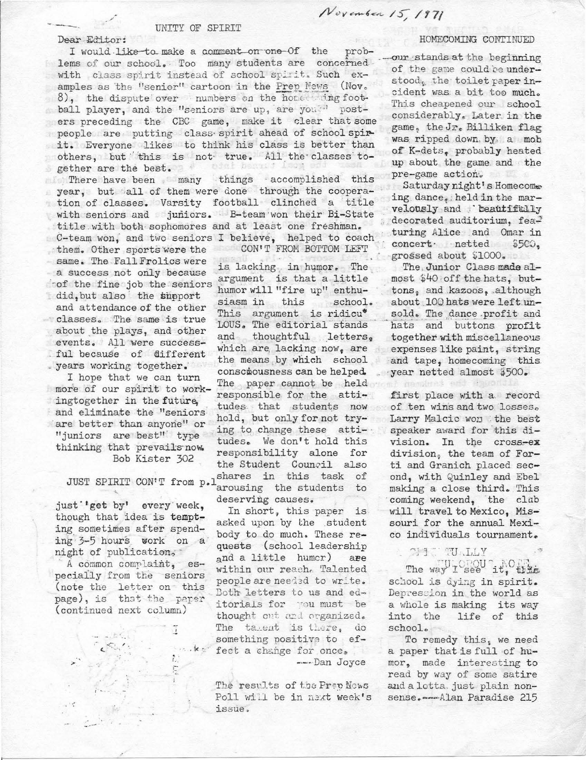November 15, 1971

## UNITY OF SPIRIT

Dear Editor:

I would like to make a comment on one of the problems of our school. Too many students are concerned with class spirit instead of school spirit. Such examples as the "senior" cartoon in the Prep News (Nov. 8), the dispute over numbers on the homecoming football player, and the "seniors are up, are you?" posters preceding the CBC game, make it clear that some people are putting class spirit ahead of school spirit. Everyone likes to think his class is better than others, but this is not true. All the classes together are the best.

There have been many things accomplished this year, but all of them were done through the cooperation of classes. Varsity football clinched a title with seniors and juniors. B-team won their Bi-State title with both sophomores and at least one freshman. C-team won, and two seniors I believe, helped to coach them. Other sports were the same. The Fall Frolics were a success not only because of the fine job the seniors did, but also the support and attendance of the other classes. The same is true about the plays, and other events. All were successful because of different years working together.

I hope that we can turn more of our spirit to working together in the future, and eliminate the "seniors are better than anyone" or "juniors are best" type thinking that prevails now.

Bob Kister 302

## JUST SPIRIT CON'T from p.1

just 'get by' every week, though that idea is tempting sometimes after spending 3-5 hours work on a night of publication.

A common complaint, especially from the seniors (note the letter on this page), is that the paper (continued next column)

CON'T FROM BOTTOM LEFT

is lacking in humor. The argument is that a little humor will "fire up" enthusiasm in this school. This argument is ridicuLOUS. The editorial stands and thoughtful letters, which are lacking now, are the means by which school consciousness can be helped. The paper cannot be held responsible for the attitudes that students now hold, but only for not trying to change these attitudes. We don't hold this responsibility alone for the Student Council also shares in this task of arousing the students to deserving causes.

In short, this paper is asked upon by the student body to do much. These requests (school leadership and a little humor) are within our reach. Talented people are needed to write. Both letters to us and editorials for you must be thought out and organized. The talent is there, do something positive to effect a change for once.

---Dan Joyce

The results of the Prep News Poll will be in next week's issue.

## HOMECOMING CONTINUED

our stands at the beginning of the game could be understood, the toilet paper incident was a bit too much. This cheapened our school considerably. Later in the game, the Jr. Billiken flag was ripped down by a mob of K-dets, probably heated up about the game and the pre-game action.

Saturday night's Homecoming dance, held in the marvelously and beautifully decorated auditorium, featuring Alice and Omar in concert netted $500, grossed about $1000.

The Junior Class made almost $40 off the hats, buttons, and kazoos, although about 100 hats were left unsold. The dance profit and hats and buttons profit together with miscellaneous expenses like paint, string and tape, homecoming this year netted almost $500.

first place with a record of ten wins and two losses. Larry Malcic won the best speaker award for this division. In the cross-ex division, the team of Forti and Granich placed second, with Quinley and Ebel making a close third. This coming weekend, the club will travel to Mexico, Missouri for the annual Mexico individuals tournament.

## SPIRITUALLY ... NONE

The way I see it, this school is dying in spirit. Depression in the world as a whole is making its way into the life of this school.

To remedy this, we need a paper that is full of humor, made interesting to read by way of some satire and a lotta just plain nonsense.---Alan Paradise 215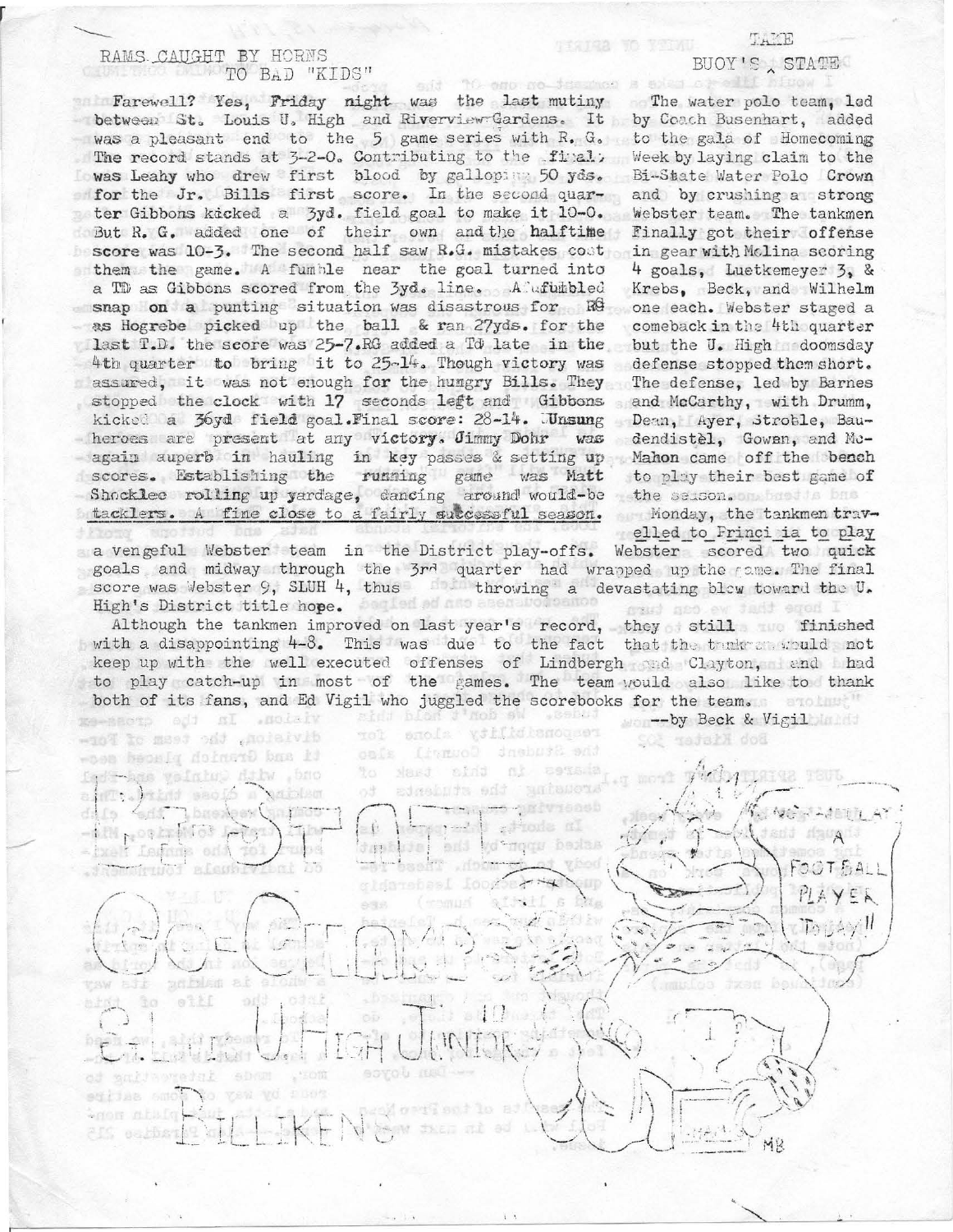## RAMS CAUGHT BY HORNS
### TO BAD "KIDS"

Farewell? Yes, Friday night was the last mutiny between St. Louis U. High and Riverview Gardens. It was a pleasant end to the 5 game series with R. G. The record stands at 3-2-0. Contributing to the final was Leahy who drew first blood by galloping 50 yds. for the Jr. Bills first score. In the second quarter Gibbons kicked a 3yd. field goal to make it 10-0. But R. G. added one of their own and the halftime score was 10-3. The second half saw R.G. mistakes cost them the game. A fumble near the goal turned into a TD as Gibbons scored from the 3yd. line. A fumbled snap on a punting situation was disastrous for RG as Hogrebe picked up the ball & ran 27yds. for the last T.D. the score was 25-7. RG added a TD late in the 4th quarter to bring it to 25-14. Though victory was assured, it was not enough for the hungry Bills. They stopped the clock with 17 seconds left and Gibbons kicked a 36yd field goal. Final score: 28-14. Unsung heroes are present at any victory. Jimmy Dohr was again superb in hauling in key passes & setting up scores. Establishing the running game was Matt Shocklee rolling up yardage, dancing around would-be tacklers. A fine close to a fairly successful season.

## TAKE BUOY'S ^ STATE

The water polo team, led by Coach Busenhart, added to the gala of Homecoming Week by laying claim to the Bi-State Water Polo Crown and by crushing a strong Webster team. The tankmen finally got their offense in gear with Molina scoring 4 goals, Luetkemeyer 3, & Krebs, Beck, and Wilhelm one each. Webster staged a comeback in the 4th quarter but the U. High doomsday defense stopped them short. The defense, led by Barnes and McCarthy, with Drumm, Dean, Ayer, Stroble, Baudendistel, Gowan, and McMahon came off the bench to play their best game of the season.

Monday, the tankmen travelled to Principia to play a vengeful Webster team in the District play-offs. Webster scored two quick goals and midway through the 3rd quarter had wrapped up the game. The final score was Webster 9, SLUH 4, thus throwing a devastating blow toward the U. High's District title hope.

Although the tankmen improved on last year's record, they still finished with a disappointing 4-8. This was due to the fact that the tankmen would not keep up with the well executed offenses of Lindbergh and Clayton, and had to play catch-up in most of the games. The team would also like to thank both of its fans, and Ed Vigil who juggled the scorebooks for the team.

--by Beck & Vigil

GO GET 'EM SL U HIGH JUNIOR BILLIKENS

FOOTBALL PLAYER "TODAY"

MB